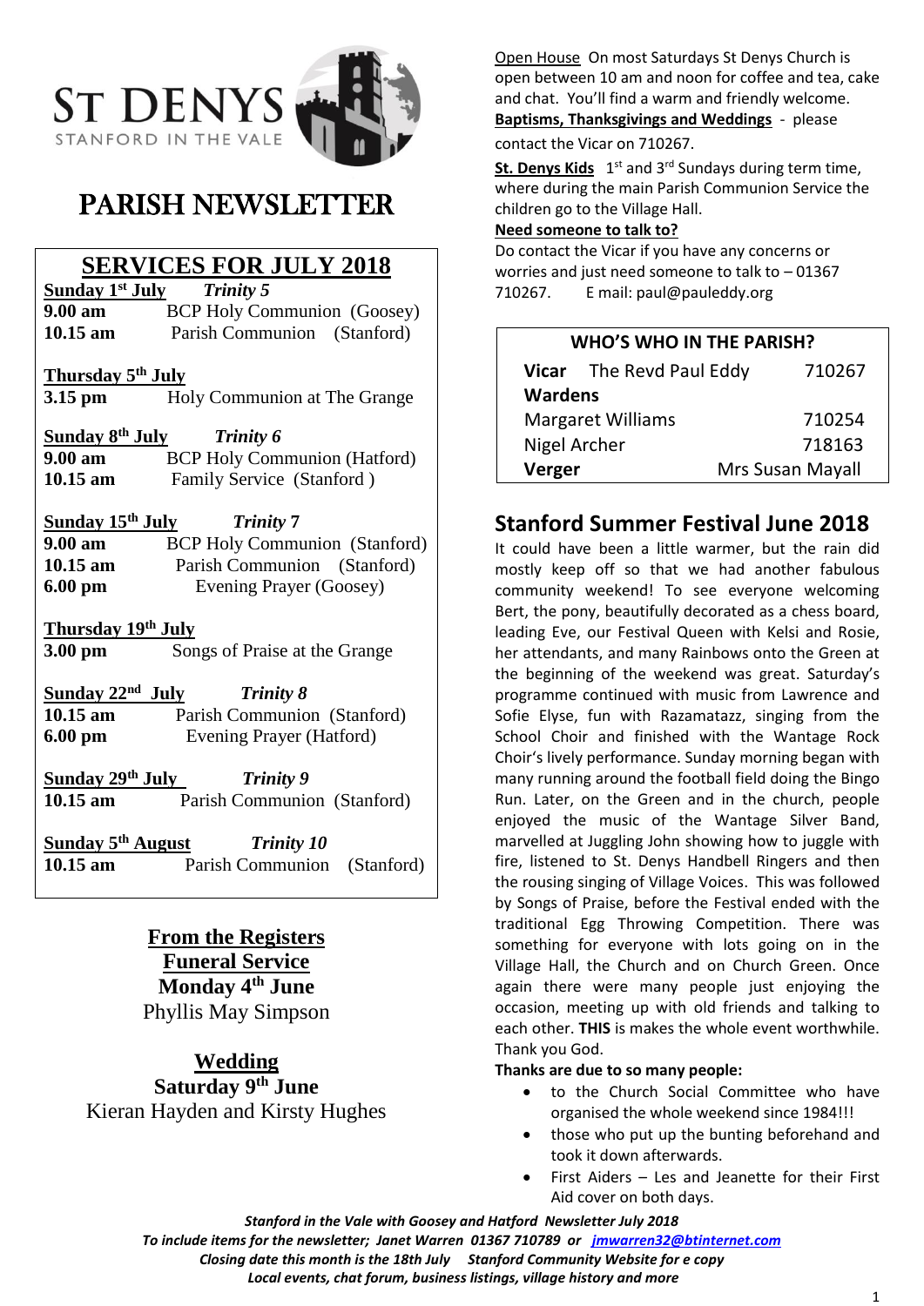# ST DENYS

STANFORD IN THE VALE

# PARISH NEWSLETTER

## SERVICES FOR JULY 2018

**Sunday 1st July** *Trinity 5*
**9.00 am** BCP Holy Communion (Goosey)
**10.15 am** Parish Communion (Stanford)

**Thursday 5th July**
**3.15 pm** Holy Communion at The Grange

**Sunday 8th July** *Trinity 6*
**9.00 am** BCP Holy Communion (Hatford)
**10.15 am** Family Service (Stanford )

**Sunday 15th July** *Trinity 7*
**9.00 am** BCP Holy Communion (Stanford)
**10.15 am** Parish Communion (Stanford)
**6.00 pm** Evening Prayer (Goosey)

**Thursday 19th July**
**3.00 pm** Songs of Praise at the Grange

**Sunday 22nd July** *Trinity 8*
**10.15 am** Parish Communion (Stanford)
**6.00 pm** Evening Prayer (Hatford)

**Sunday 29th July** *Trinity 9*
**10.15 am** Parish Communion (Stanford)

**Sunday 5th August** *Trinity 10*
**10.15 am** Parish Communion (Stanford)

## From the Registers

**Funeral Service**
**Monday 4th June**
Phyllis May Simpson

**Wedding**
**Saturday 9th June**
Kieran Hayden and Kirsty Hughes

Open House On most Saturdays St Denys Church is open between 10 am and noon for coffee and tea, cake and chat. You'll find a warm and friendly welcome.

**Baptisms, Thanksgivings and Weddings** - please contact the Vicar on 710267.

**St. Denys Kids** 1st and 3rd Sundays during term time, where during the main Parish Communion Service the children go to the Village Hall.

**Need someone to talk to?**
Do contact the Vicar if you have any concerns or worries and just need someone to talk to – 01367 710267. E mail: paul@pauleddy.org

| WHO'S WHO IN THE PARISH? | |
|---|---|
| **Vicar** The Revd Paul Eddy | 710267 |
| **Wardens** | |
| Margaret Williams | 710254 |
| Nigel Archer | 718163 |
| **Verger** | Mrs Susan Mayall |

## Stanford Summer Festival June 2018

It could have been a little warmer, but the rain did mostly keep off so that we had another fabulous community weekend! To see everyone welcoming Bert, the pony, beautifully decorated as a chess board, leading Eve, our Festival Queen with Kelsi and Rosie, her attendants, and many Rainbows onto the Green at the beginning of the weekend was great. Saturday's programme continued with music from Lawrence and Sofie Elyse, fun with Razamatazz, singing from the School Choir and finished with the Wantage Rock Choir's lively performance. Sunday morning began with many running around the football field doing the Bingo Run. Later, on the Green and in the church, people enjoyed the music of the Wantage Silver Band, marvelled at Juggling John showing how to juggle with fire, listened to St. Denys Handbell Ringers and then the rousing singing of Village Voices. This was followed by Songs of Praise, before the Festival ended with the traditional Egg Throwing Competition. There was something for everyone with lots going on in the Village Hall, the Church and on Church Green. Once again there were many people just enjoying the occasion, meeting up with old friends and talking to each other. **THIS** is makes the whole event worthwhile. Thank you God.

**Thanks are due to so many people:**

- to the Church Social Committee who have organised the whole weekend since 1984!!!
- those who put up the bunting beforehand and took it down afterwards.
- First Aiders – Les and Jeanette for their First Aid cover on both days.

***Stanford in the Vale with Goosey and Hatford Newsletter July 2018***
***To include items for the newsletter; Janet Warren 01367 710789 or jmwarren32@btinternet.com***
***Closing date this month is the 18th July Stanford Community Website for e copy***
***Local events, chat forum, business listings, village history and more***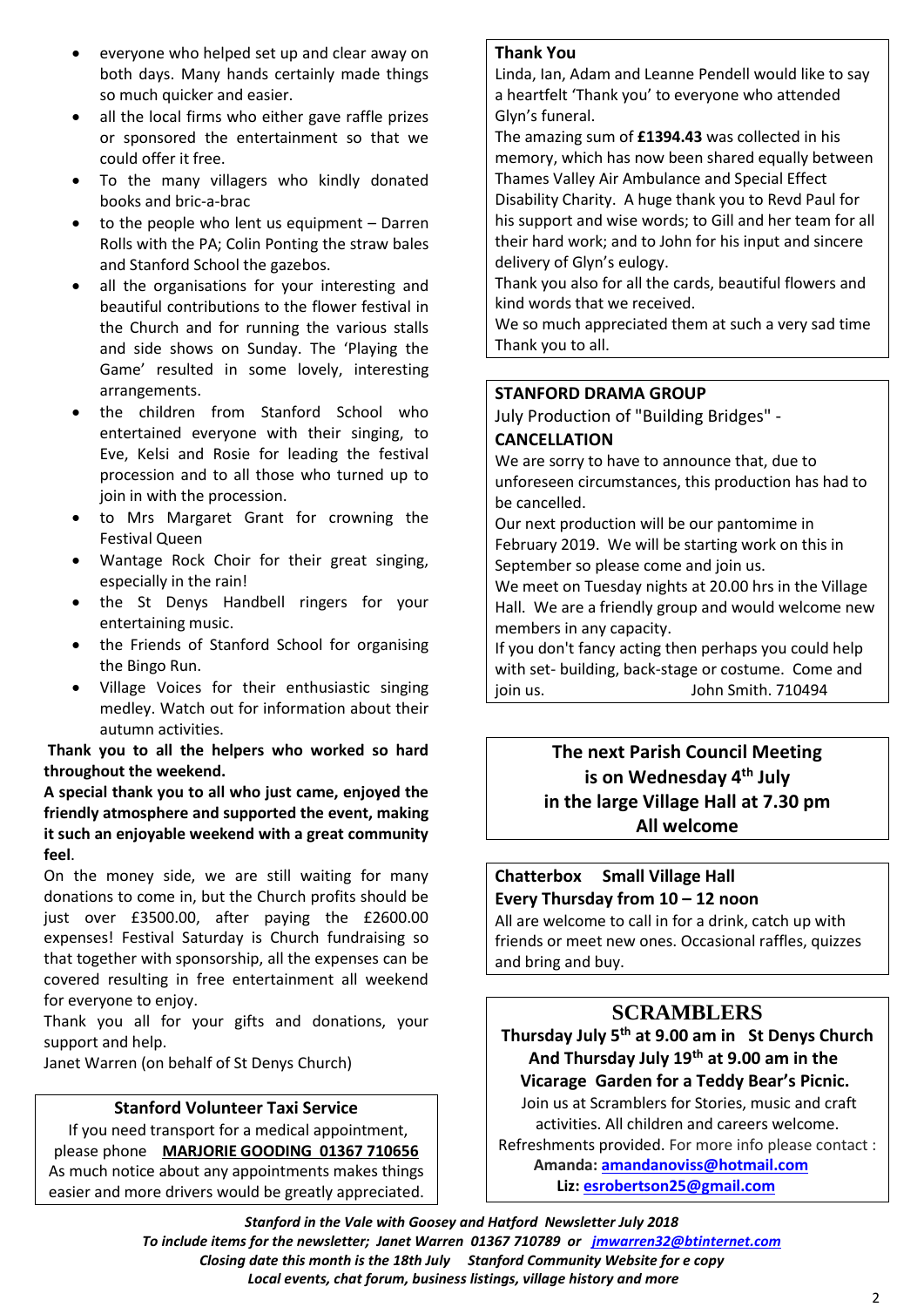- everyone who helped set up and clear away on both days. Many hands certainly made things so much quicker and easier.
- all the local firms who either gave raffle prizes or sponsored the entertainment so that we could offer it free.
- To the many villagers who kindly donated books and bric-a-brac
- to the people who lent us equipment – Darren Rolls with the PA; Colin Ponting the straw bales and Stanford School the gazebos.
- all the organisations for your interesting and beautiful contributions to the flower festival in the Church and for running the various stalls and side shows on Sunday. The 'Playing the Game' resulted in some lovely, interesting arrangements.
- the children from Stanford School who entertained everyone with their singing, to Eve, Kelsi and Rosie for leading the festival procession and to all those who turned up to join in with the procession.
- to Mrs Margaret Grant for crowning the Festival Queen
- Wantage Rock Choir for their great singing, especially in the rain!
- the St Denys Handbell ringers for your entertaining music.
- the Friends of Stanford School for organising the Bingo Run.
- Village Voices for their enthusiastic singing medley. Watch out for information about their autumn activities.

**Thank you to all the helpers who worked so hard throughout the weekend.**

**A special thank you to all who just came, enjoyed the friendly atmosphere and supported the event, making it such an enjoyable weekend with a great community feel**.

On the money side, we are still waiting for many donations to come in, but the Church profits should be just over £3500.00, after paying the £2600.00 expenses! Festival Saturday is Church fundraising so that together with sponsorship, all the expenses can be covered resulting in free entertainment all weekend for everyone to enjoy.

Thank you all for your gifts and donations, your support and help.

Janet Warren (on behalf of St Denys Church)

## Stanford Volunteer Taxi Service

If you need transport for a medical appointment, please phone **MARJORIE GOODING 01367 710656**

As much notice about any appointments makes things easier and more drivers would be greatly appreciated.

## Thank You

Linda, Ian, Adam and Leanne Pendell would like to say a heartfelt 'Thank you' to everyone who attended Glyn's funeral.

The amazing sum of **£1394.43** was collected in his memory, which has now been shared equally between Thames Valley Air Ambulance and Special Effect Disability Charity. A huge thank you to Revd Paul for his support and wise words; to Gill and her team for all their hard work; and to John for his input and sincere delivery of Glyn's eulogy.

Thank you also for all the cards, beautiful flowers and kind words that we received.

We so much appreciated them at such a very sad time Thank you to all.

## STANFORD DRAMA GROUP

July Production of "Building Bridges" - **CANCELLATION**

We are sorry to have to announce that, due to unforeseen circumstances, this production has had to be cancelled.

Our next production will be our pantomime in February 2019. We will be starting work on this in September so please come and join us.

We meet on Tuesday nights at 20.00 hrs in the Village Hall. We are a friendly group and would welcome new members in any capacity.

If you don't fancy acting then perhaps you could help with set- building, back-stage or costume. Come and join us. John Smith. 710494

## The next Parish Council Meeting is on Wednesday 4th July in the large Village Hall at 7.30 pm All welcome

## Chatterbox Small Village Hall

**Every Thursday from 10 – 12 noon**

All are welcome to call in for a drink, catch up with friends or meet new ones. Occasional raffles, quizzes and bring and buy.

## SCRAMBLERS

**Thursday July 5th at 9.00 am in St Denys Church And Thursday July 19th at 9.00 am in the Vicarage Garden for a Teddy Bear's Picnic.**

Join us at Scramblers for Stories, music and craft activities. All children and careers welcome.

Refreshments provided. For more info please contact :

**Amanda: amandanoviss@hotmail.com**

**Liz: esrobertson25@gmail.com**

***Stanford in the Vale with Goosey and Hatford Newsletter July 2018***

***To include items for the newsletter; Janet Warren 01367 710789 or jmwarren32@btinternet.com***

***Closing date this month is the 18th July Stanford Community Website for e copy***

***Local events, chat forum, business listings, village history and more***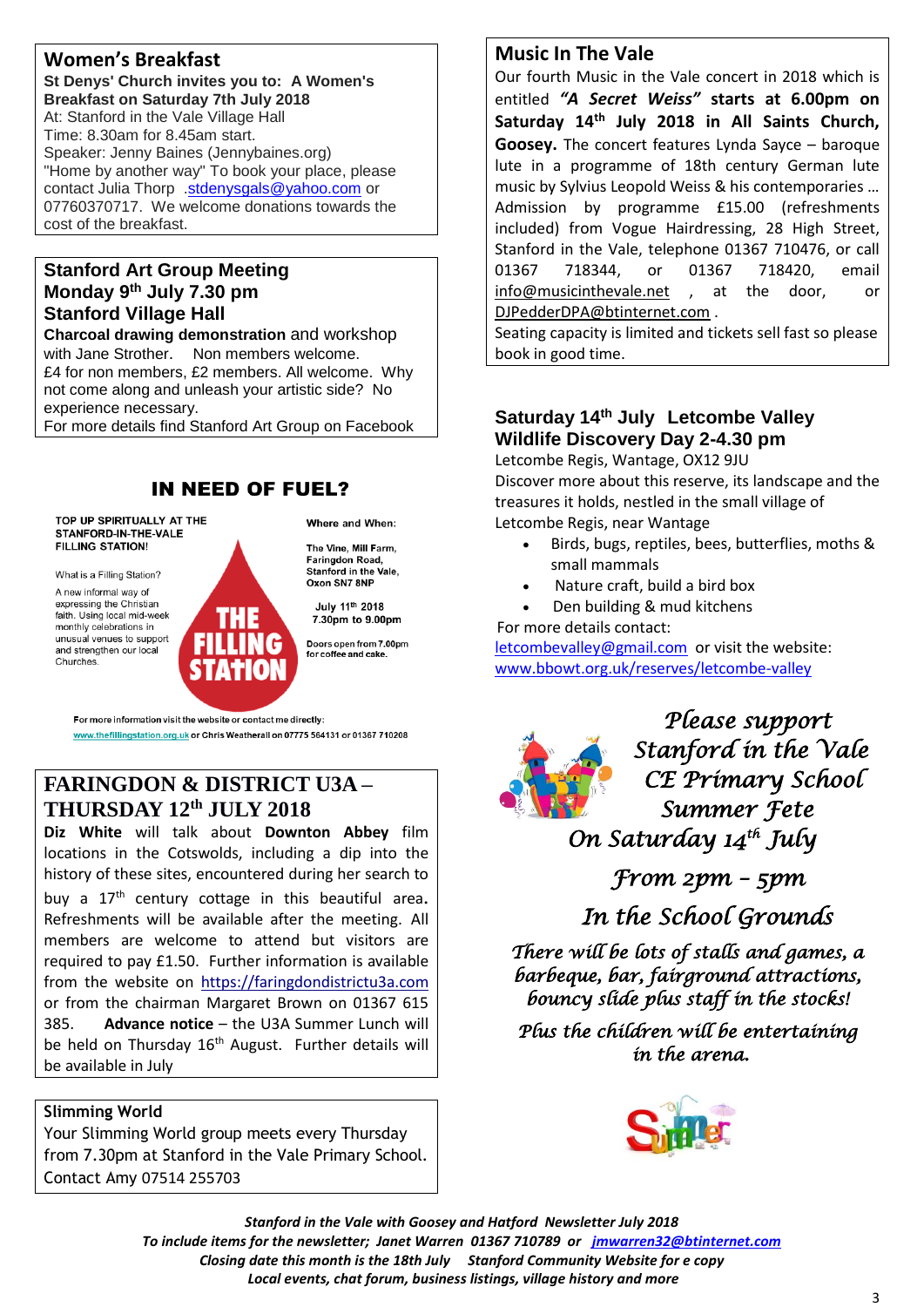## Women's Breakfast

**St Denys' Church invites you to: A Women's Breakfast on Saturday 7th July 2018**
At: Stanford in the Vale Village Hall
Time: 8.30am for 8.45am start.
Speaker: Jenny Baines (Jennybaines.org)
"Home by another way" To book your place, please contact Julia Thorp .stdenysgals@yahoo.com or 07760370717. We welcome donations towards the cost of the breakfast.

## Stanford Art Group Meeting
## Monday 9th July 7.30 pm
## Stanford Village Hall

**Charcoal drawing demonstration** and workshop with Jane Strother. Non members welcome.
£4 for non members, £2 members. All welcome. Why not come along and unleash your artistic side? No experience necessary.
For more details find Stanford Art Group on Facebook

## IN NEED OF FUEL?

**TOP UP SPIRITUALLY AT THE STANFORD-IN-THE-VALE FILLING STATION!**

What is a Filling Station?

A new informal way of expressing the Christian faith. Using local mid-week monthly celebrations in unusual venues to support and strengthen our local Churches.

**THE FILLING STATION**

**Where and When:**

**The Vine, Mill Farm, Faringdon Road, Stanford in the Vale, Oxon SN7 8NP**

**July 11th 2018**
**7.30pm to 9.00pm**

**Doors open from 7.00pm for coffee and cake.**

For more information visit the website or contact me directly: www.thefillingstation.org.uk or Chris Weatherall on 07775 564131 or 01367 710208

## FARINGDON & DISTRICT U3A – THURSDAY 12th JULY 2018

**Diz White** will talk about **Downton Abbey** film locations in the Cotswolds, including a dip into the history of these sites, encountered during her search to buy a 17th century cottage in this beautiful area**.** Refreshments will be available after the meeting. All members are welcome to attend but visitors are required to pay £1.50. Further information is available from the website on https://faringdondistrictu3a.com or from the chairman Margaret Brown on 01367 615 385. **Advance notice** – the U3A Summer Lunch will be held on Thursday 16th August. Further details will be available in July

## Slimming World

Your Slimming World group meets every Thursday from 7.30pm at Stanford in the Vale Primary School. Contact Amy 07514 255703

## Music In The Vale

Our fourth Music in the Vale concert in 2018 which is entitled ***"A Secret Weiss"*** **starts at 6.00pm on Saturday 14th July 2018 in All Saints Church, Goosey.** The concert features Lynda Sayce – baroque lute in a programme of 18th century German lute music by Sylvius Leopold Weiss & his contemporaries … Admission by programme £15.00 (refreshments included) from Vogue Hairdressing, 28 High Street, Stanford in the Vale, telephone 01367 710476, or call 01367 718344, or 01367 718420, email info@musicinthevale.net , at the door, or DJPedderDPA@btinternet.com .
Seating capacity is limited and tickets sell fast so please book in good time.

## Saturday 14th July Letcombe Valley Wildlife Discovery Day 2-4.30 pm

Letcombe Regis, Wantage, OX12 9JU
Discover more about this reserve, its landscape and the treasures it holds, nestled in the small village of Letcombe Regis, near Wantage

- Birds, bugs, reptiles, bees, butterflies, moths & small mammals
- Nature craft, build a bird box
- Den building & mud kitchens

For more details contact:
letcombevalley@gmail.com or visit the website: www.bbowt.org.uk/reserves/letcombe-valley

*Please support Stanford in the Vale CE Primary School Summer Fete*
*On Saturday 14th July*
*From 2pm – 5pm*
*In the School Grounds*

*There will be lots of stalls and games, a barbeque, bar, fairground attractions, bouncy slide plus staff in the stocks!*

*Plus the children will be entertaining in the arena.*

***Stanford in the Vale with Goosey and Hatford Newsletter July 2018***
***To include items for the newsletter; Janet Warren 01367 710789 or jmwarren32@btinternet.com***
***Closing date this month is the 18th July Stanford Community Website for e copy***
***Local events, chat forum, business listings, village history and more***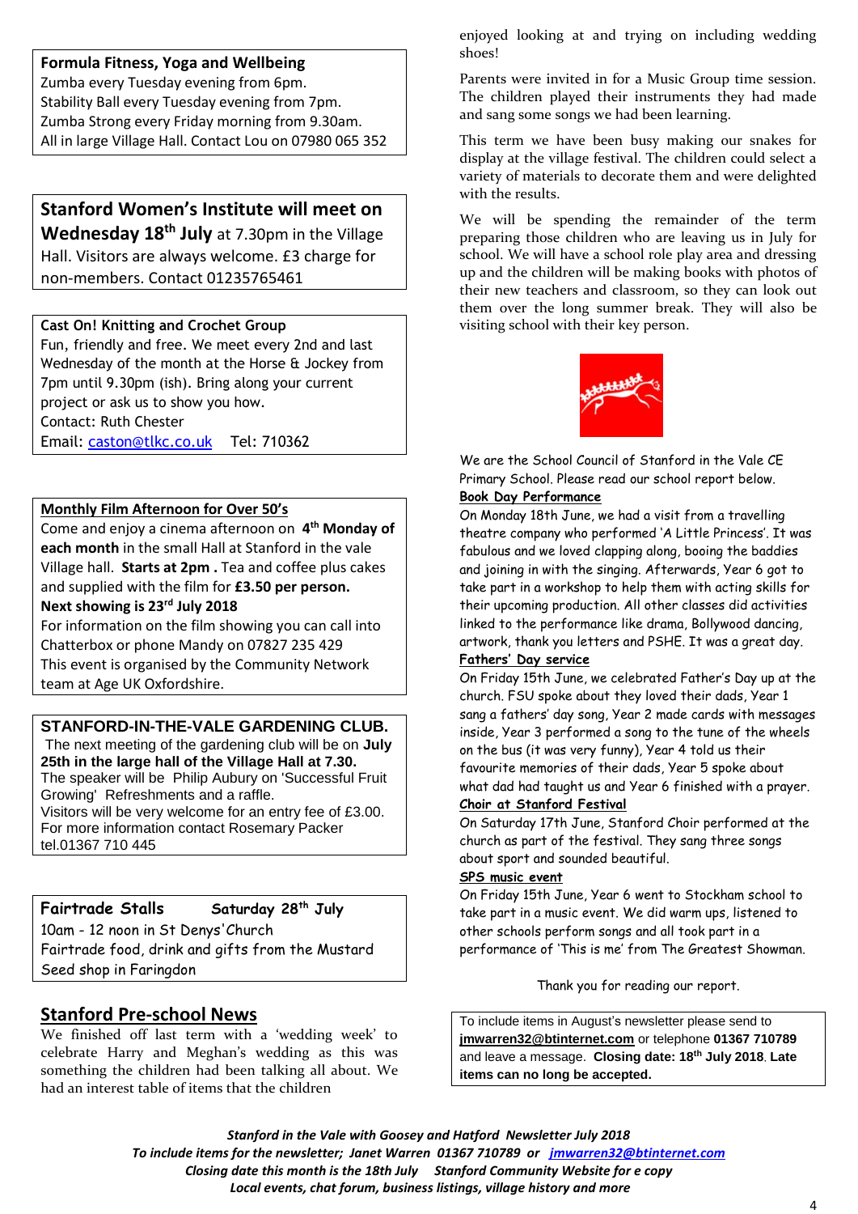**Formula Fitness, Yoga and Wellbeing**
Zumba every Tuesday evening from 6pm.
Stability Ball every Tuesday evening from 7pm.
Zumba Strong every Friday morning from 9.30am.
All in large Village Hall. Contact Lou on 07980 065 352

**Stanford Women's Institute will meet on Wednesday 18th July** at 7.30pm in the Village Hall. Visitors are always welcome. £3 charge for non-members. Contact 01235765461

**Cast On! Knitting and Crochet Group**
Fun, friendly and free. We meet every 2nd and last Wednesday of the month at the Horse & Jockey from 7pm until 9.30pm (ish). Bring along your current project or ask us to show you how.
Contact: Ruth Chester
Email: caston@tlkc.co.uk Tel: 710362

**Monthly Film Afternoon for Over 50's**
Come and enjoy a cinema afternoon on **4th Monday of each month** in the small Hall at Stanford in the vale Village hall. **Starts at 2pm .** Tea and coffee plus cakes and supplied with the film for **£3.50 per person.**
**Next showing is 23rd July 2018**
For information on the film showing you can call into Chatterbox or phone Mandy on 07827 235 429
This event is organised by the Community Network team at Age UK Oxfordshire.

**STANFORD-IN-THE-VALE GARDENING CLUB.**
The next meeting of the gardening club will be on **July 25th in the large hall of the Village Hall at 7.30.**
The speaker will be Philip Aubury on 'Successful Fruit Growing' Refreshments and a raffle.
Visitors will be very welcome for an entry fee of £3.00.
For more information contact Rosemary Packer tel.01367 710 445

**Fairtrade Stalls** **Saturday 28th July**
10am - 12 noon in St Denys'Church
Fairtrade food, drink and gifts from the Mustard Seed shop in Faringdon

## Stanford Pre-school News

We finished off last term with a 'wedding week' to celebrate Harry and Meghan's wedding as this was something the children had been talking all about. We had an interest table of items that the children enjoyed looking at and trying on including wedding shoes!

Parents were invited in for a Music Group time session. The children played their instruments they had made and sang some songs we had been learning.

This term we have been busy making our snakes for display at the village festival. The children could select a variety of materials to decorate them and were delighted with the results.

We will be spending the remainder of the term preparing those children who are leaving us in July for school. We will have a school role play area and dressing up and the children will be making books with photos of their new teachers and classroom, so they can look out them over the long summer break. They will also be visiting school with their key person.

We are the School Council of Stanford in the Vale CE Primary School. Please read our school report below.

**Book Day Performance**
On Monday 18th June, we had a visit from a travelling theatre company who performed 'A Little Princess'. It was fabulous and we loved clapping along, booing the baddies and joining in with the singing. Afterwards, Year 6 got to take part in a workshop to help them with acting skills for their upcoming production. All other classes did activities linked to the performance like drama, Bollywood dancing, artwork, thank you letters and PSHE. It was a great day.

**Fathers' Day service**
On Friday 15th June, we celebrated Father's Day up at the church. FSU spoke about they loved their dads, Year 1 sang a fathers' day song, Year 2 made cards with messages inside, Year 3 performed a song to the tune of the wheels on the bus (it was very funny), Year 4 told us their favourite memories of their dads, Year 5 spoke about what dad had taught us and Year 6 finished with a prayer.

**Choir at Stanford Festival**
On Saturday 17th June, Stanford Choir performed at the church as part of the festival. They sang three songs about sport and sounded beautiful.

**SPS music event**
On Friday 15th June, Year 6 went to Stockham school to take part in a music event. We did warm ups, listened to other schools perform songs and all took part in a performance of 'This is me' from The Greatest Showman.

Thank you for reading our report.

To include items in August's newsletter please send to **jmwarren32@btinternet.com** or telephone **01367 710789** and leave a message. **Closing date: 18th July 2018**. **Late items can no long be accepted.**

***Stanford in the Vale with Goosey and Hatford Newsletter July 2018***
***To include items for the newsletter; Janet Warren 01367 710789 or jmwarren32@btinternet.com***
***Closing date this month is the 18th July Stanford Community Website for e copy***
***Local events, chat forum, business listings, village history and more***